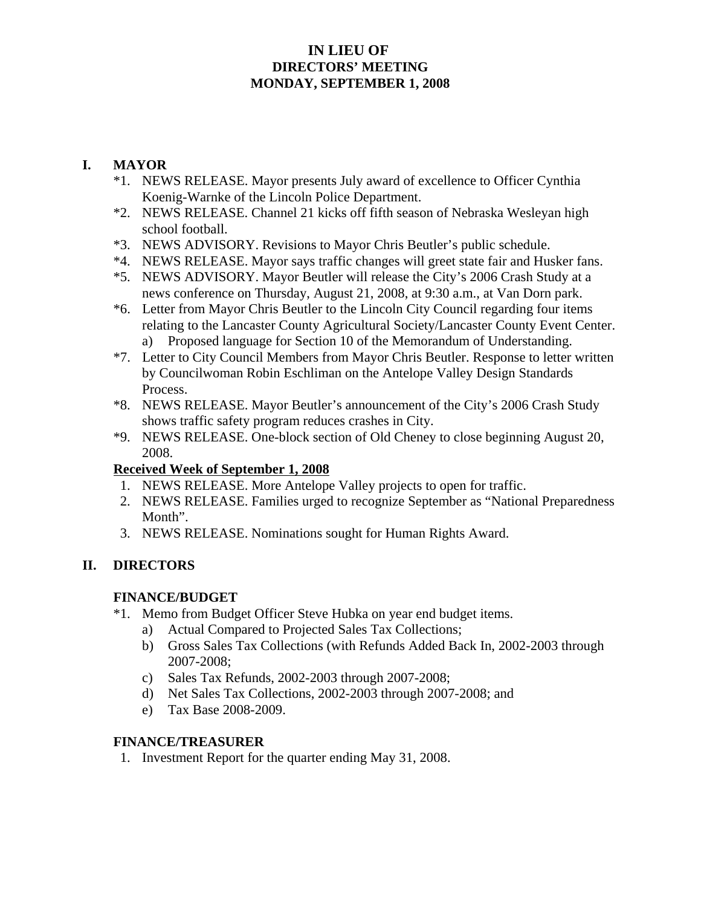# IN LIEU OF
# DIRECTORS' MEETING
# MONDAY, SEPTEMBER 1, 2008

## I. MAYOR

*1. NEWS RELEASE. Mayor presents July award of excellence to Officer Cynthia Koenig-Warnke of the Lincoln Police Department.

*2. NEWS RELEASE. Channel 21 kicks off fifth season of Nebraska Wesleyan high school football.

*3. NEWS ADVISORY. Revisions to Mayor Chris Beutler's public schedule.

*4. NEWS RELEASE. Mayor says traffic changes will greet state fair and Husker fans.

*5. NEWS ADVISORY. Mayor Beutler will release the City's 2006 Crash Study at a news conference on Thursday, August 21, 2008, at 9:30 a.m., at Van Dorn park.

*6. Letter from Mayor Chris Beutler to the Lincoln City Council regarding four items relating to the Lancaster County Agricultural Society/Lancaster County Event Center.
   a) Proposed language for Section 10 of the Memorandum of Understanding.

*7. Letter to City Council Members from Mayor Chris Beutler. Response to letter written by Councilwoman Robin Eschliman on the Antelope Valley Design Standards Process.

*8. NEWS RELEASE. Mayor Beutler's announcement of the City's 2006 Crash Study shows traffic safety program reduces crashes in City.

*9. NEWS RELEASE. One-block section of Old Cheney to close beginning August 20, 2008.

**Received Week of September 1, 2008**

1. NEWS RELEASE. More Antelope Valley projects to open for traffic.
2. NEWS RELEASE. Families urged to recognize September as "National Preparedness Month".
3. NEWS RELEASE. Nominations sought for Human Rights Award.

## II. DIRECTORS

### FINANCE/BUDGET

*1. Memo from Budget Officer Steve Hubka on year end budget items.
   a) Actual Compared to Projected Sales Tax Collections;
   b) Gross Sales Tax Collections (with Refunds Added Back In, 2002-2003 through 2007-2008;
   c) Sales Tax Refunds, 2002-2003 through 2007-2008;
   d) Net Sales Tax Collections, 2002-2003 through 2007-2008; and
   e) Tax Base 2008-2009.

### FINANCE/TREASURER

1. Investment Report for the quarter ending May 31, 2008.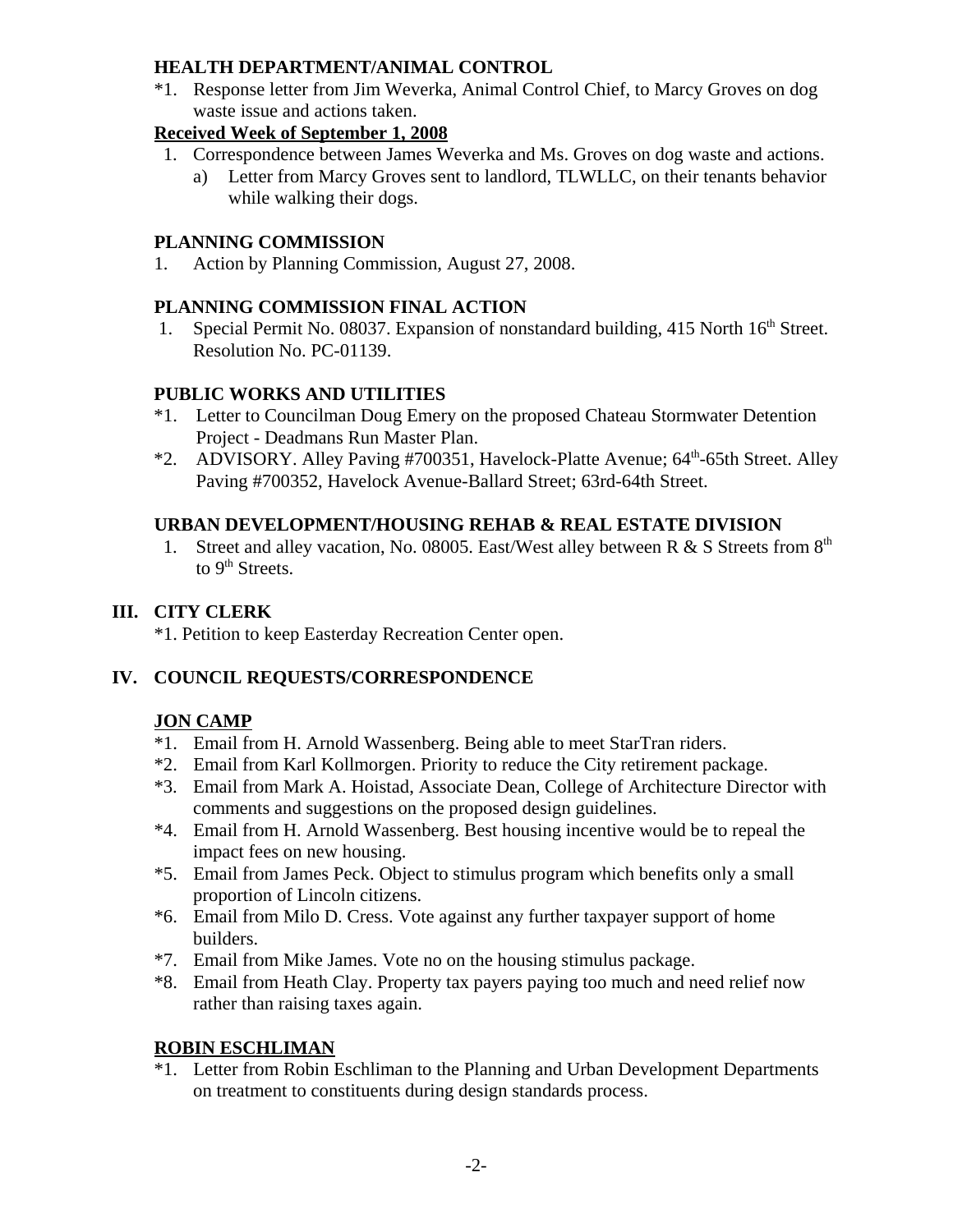### HEALTH DEPARTMENT/ANIMAL CONTROL

*1. Response letter from Jim Weverka, Animal Control Chief, to Marcy Groves on dog waste issue and actions taken.

**Received Week of September 1, 2008**

1. Correspondence between James Weverka and Ms. Groves on dog waste and actions.
   a) Letter from Marcy Groves sent to landlord, TLWLLC, on their tenants behavior while walking their dogs.

### PLANNING COMMISSION

1. Action by Planning Commission, August 27, 2008.

### PLANNING COMMISSION FINAL ACTION

1. Special Permit No. 08037. Expansion of nonstandard building, 415 North 16th Street. Resolution No. PC-01139.

### PUBLIC WORKS AND UTILITIES

*1. Letter to Councilman Doug Emery on the proposed Chateau Stormwater Detention Project - Deadmans Run Master Plan.

*2. ADVISORY. Alley Paving #700351, Havelock-Platte Avenue; 64th-65th Street. Alley Paving #700352, Havelock Avenue-Ballard Street; 63rd-64th Street.

### URBAN DEVELOPMENT/HOUSING REHAB & REAL ESTATE DIVISION

1. Street and alley vacation, No. 08005. East/West alley between R & S Streets from 8th to 9th Streets.

## III. CITY CLERK

*1. Petition to keep Easterday Recreation Center open.

## IV. COUNCIL REQUESTS/CORRESPONDENCE

### JON CAMP

*1. Email from H. Arnold Wassenberg. Being able to meet StarTran riders.

*2. Email from Karl Kollmorgen. Priority to reduce the City retirement package.

*3. Email from Mark A. Hoistad, Associate Dean, College of Architecture Director with comments and suggestions on the proposed design guidelines.

*4. Email from H. Arnold Wassenberg. Best housing incentive would be to repeal the impact fees on new housing.

*5. Email from James Peck. Object to stimulus program which benefits only a small proportion of Lincoln citizens.

*6. Email from Milo D. Cress. Vote against any further taxpayer support of home builders.

*7. Email from Mike James. Vote no on the housing stimulus package.

*8. Email from Heath Clay. Property tax payers paying too much and need relief now rather than raising taxes again.

### ROBIN ESCHLIMAN

*1. Letter from Robin Eschliman to the Planning and Urban Development Departments on treatment to constituents during design standards process.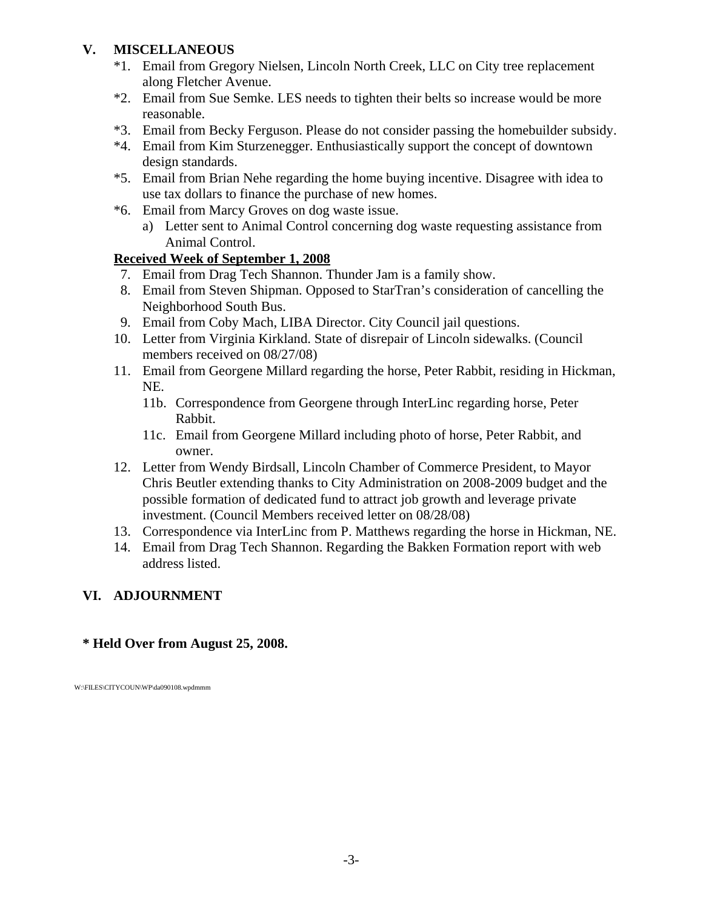## V. MISCELLANEOUS

*1. Email from Gregory Nielsen, Lincoln North Creek, LLC on City tree replacement along Fletcher Avenue.

*2. Email from Sue Semke. LES needs to tighten their belts so increase would be more reasonable.

*3. Email from Becky Ferguson. Please do not consider passing the homebuilder subsidy.

*4. Email from Kim Sturzenegger. Enthusiastically support the concept of downtown design standards.

*5. Email from Brian Nehe regarding the home buying incentive. Disagree with idea to use tax dollars to finance the purchase of new homes.

*6. Email from Marcy Groves on dog waste issue.
   a) Letter sent to Animal Control concerning dog waste requesting assistance from Animal Control.

**<u>Received Week of September 1, 2008</u>**

7. Email from Drag Tech Shannon. Thunder Jam is a family show.
8. Email from Steven Shipman. Opposed to StarTran's consideration of cancelling the Neighborhood South Bus.
9. Email from Coby Mach, LIBA Director. City Council jail questions.
10. Letter from Virginia Kirkland. State of disrepair of Lincoln sidewalks. (Council members received on 08/27/08)
11. Email from Georgene Millard regarding the horse, Peter Rabbit, residing in Hickman, NE.
    11b. Correspondence from Georgene through InterLinc regarding horse, Peter Rabbit.
    11c. Email from Georgene Millard including photo of horse, Peter Rabbit, and owner.
12. Letter from Wendy Birdsall, Lincoln Chamber of Commerce President, to Mayor Chris Beutler extending thanks to City Administration on 2008-2009 budget and the possible formation of dedicated fund to attract job growth and leverage private investment. (Council Members received letter on 08/28/08)
13. Correspondence via InterLinc from P. Matthews regarding the horse in Hickman, NE.
14. Email from Drag Tech Shannon. Regarding the Bakken Formation report with web address listed.

## VI. ADJOURNMENT

**\* Held Over from August 25, 2008.**

W:\FILES\CITYCOUN\WP\da090108.wpdmmm